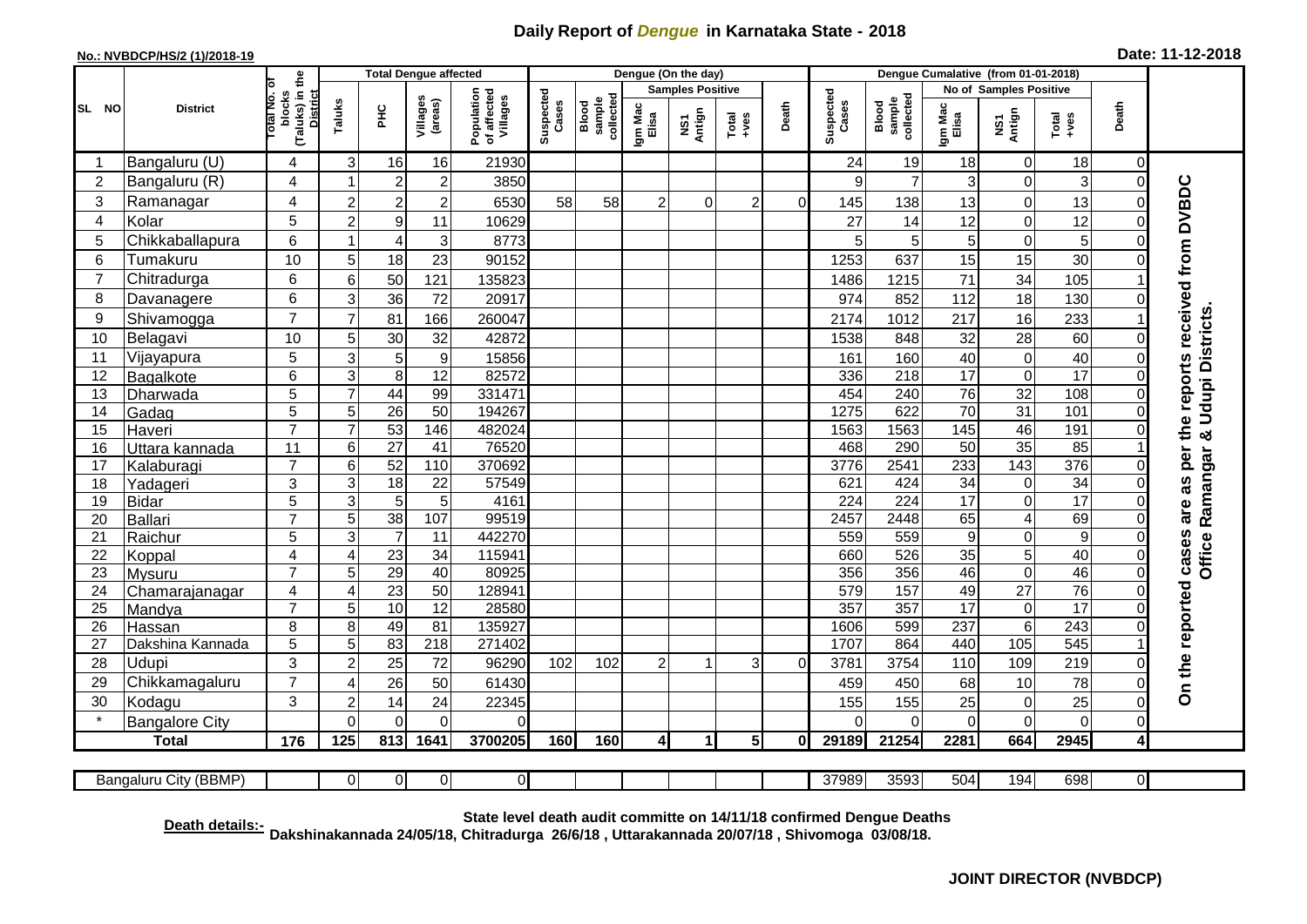# Daily Report of *Dengue* in Karnataka State - 2018

**No.: NVBDCP/HS/2 (1)/2018-19**

**Date: 11-12-2018**

| SL NO | District | Total No. of blocks (Taluks) in the District | Total Dengue affected | | | | Dengue (On the day) | | | | | | | Dengue Cumalative (from 01-01-2018) | | | | | | | |
|---|---|---|---|---|---|---|---|---|---|---|---|---|---|---|---|---|---|---|---|---|
| | | | Taluks | PHC | Villages (areas) | Population of affected Villages | Suspected Cases | Blood sample collected | Samples Positive | | | Death | Suspected Cases | Blood sample collected | No of Samples Positive | | | Death | |
| | | | | | | | | | Igm Mac Elisa | NS1 Antign | Total +ves | | | | Igm Mac Elisa | NS1 Antign | Total +ves | | |
| 1 | Bangaluru (U) | 4 | 3 | 16 | 16 | 21930 | | | | | | | 24 | 19 | 18 | 0 | 18 | 0 | On the reported cases are as per the reports received from DVBDC Office Ramangar & Udupi Districts. |
| 2 | Bangaluru (R) | 4 | 1 | 2 | 2 | 3850 | | | | | | | 9 | 7 | 3 | 0 | 3 | 0 | |
| 3 | Ramanagar | 4 | 2 | 2 | 2 | 6530 | 58 | 58 | 2 | 0 | 2 | 0 | 145 | 138 | 13 | 0 | 13 | 0 | |
| 4 | Kolar | 5 | 2 | 9 | 11 | 10629 | | | | | | | 27 | 14 | 12 | 0 | 12 | 0 | |
| 5 | Chikkaballapura | 6 | 1 | 4 | 3 | 8773 | | | | | | | 5 | 5 | 5 | 0 | 5 | 0 | |
| 6 | Tumakuru | 10 | 5 | 18 | 23 | 90152 | | | | | | | 1253 | 637 | 15 | 15 | 30 | 0 | |
| 7 | Chitradurga | 6 | 6 | 50 | 121 | 135823 | | | | | | | 1486 | 1215 | 71 | 34 | 105 | 1 | |
| 8 | Davanagere | 6 | 3 | 36 | 72 | 20917 | | | | | | | 974 | 852 | 112 | 18 | 130 | 0 | |
| 9 | Shivamogga | 7 | 7 | 81 | 166 | 260047 | | | | | | | 2174 | 1012 | 217 | 16 | 233 | 1 | |
| 10 | Belagavi | 10 | 5 | 30 | 32 | 42872 | | | | | | | 1538 | 848 | 32 | 28 | 60 | 0 | |
| 11 | Vijayapura | 5 | 3 | 5 | 9 | 15856 | | | | | | | 161 | 160 | 40 | 0 | 40 | 0 | |
| 12 | Bagalkote | 6 | 3 | 8 | 12 | 82572 | | | | | | | 336 | 218 | 17 | 0 | 17 | 0 | |
| 13 | Dharwada | 5 | 7 | 44 | 99 | 331471 | | | | | | | 454 | 240 | 76 | 32 | 108 | 0 | |
| 14 | Gadag | 5 | 5 | 26 | 50 | 194267 | | | | | | | 1275 | 622 | 70 | 31 | 101 | 0 | |
| 15 | Haveri | 7 | 7 | 53 | 146 | 482024 | | | | | | | 1563 | 1563 | 145 | 46 | 191 | 0 | |
| 16 | Uttara kannada | 11 | 6 | 27 | 41 | 76520 | | | | | | | 468 | 290 | 50 | 35 | 85 | 1 | |
| 17 | Kalaburagi | 7 | 6 | 52 | 110 | 370692 | | | | | | | 3776 | 2541 | 233 | 143 | 376 | 0 | |
| 18 | Yadageri | 3 | 3 | 18 | 22 | 57549 | | | | | | | 621 | 424 | 34 | 0 | 34 | 0 | |
| 19 | Bidar | 5 | 3 | 5 | 5 | 4161 | | | | | | | 224 | 224 | 17 | 0 | 17 | 0 | |
| 20 | Ballari | 7 | 5 | 38 | 107 | 99519 | | | | | | | 2457 | 2448 | 65 | 4 | 69 | 0 | |
| 21 | Raichur | 5 | 3 | 7 | 11 | 442270 | | | | | | | 559 | 559 | 9 | 0 | 9 | 0 | |
| 22 | Koppal | 4 | 4 | 23 | 34 | 115941 | | | | | | | 660 | 526 | 35 | 5 | 40 | 0 | |
| 23 | Mysuru | 7 | 5 | 29 | 40 | 80925 | | | | | | | 356 | 356 | 46 | 0 | 46 | 0 | |
| 24 | Chamarajanagar | 4 | 4 | 23 | 50 | 128941 | | | | | | | 579 | 157 | 49 | 27 | 76 | 0 | |
| 25 | Mandya | 7 | 5 | 10 | 12 | 28580 | | | | | | | 357 | 357 | 17 | 0 | 17 | 0 | |
| 26 | Hassan | 8 | 8 | 49 | 81 | 135927 | | | | | | | 1606 | 599 | 237 | 6 | 243 | 0 | |
| 27 | Dakshina Kannada | 5 | 5 | 83 | 218 | 271402 | | | | | | | 1707 | 864 | 440 | 105 | 545 | 1 | |
| 28 | Udupi | 3 | 2 | 25 | 72 | 96290 | 102 | 102 | 2 | 1 | 3 | 0 | 3781 | 3754 | 110 | 109 | 219 | 0 | |
| 29 | Chikkamagaluru | 7 | 4 | 26 | 50 | 61430 | | | | | | | 459 | 450 | 68 | 10 | 78 | 0 | |
| 30 | Kodagu | 3 | 2 | 14 | 24 | 22345 | | | | | | | 155 | 155 | 25 | 0 | 25 | 0 | |
| * | Bangalore City | | 0 | 0 | 0 | 0 | | | | | | | 0 | 0 | 0 | 0 | 0 | 0 | |
| **Total** | | **176** | **125** | **813** | **1641** | **3700205** | **160** | **160** | **4** | **1** | **5** | **0** | **29189** | **21254** | **2281** | **664** | **2945** | **4** | |
| | | | | | | | | | | | | | | | | | | | |
| | Bangaluru City (BBMP) | | 0 | 0 | 0 | 0 | | | | | | | 37989 | 3593 | 504 | 194 | 698 | 0 | |

**Death details:-** **State level death audit committe on 14/11/18 confirmed Dengue Deaths Dakshinakannada 24/05/18, Chitradurga 26/6/18 , Uttarakannada 20/07/18 , Shivomoga 03/08/18.**

**JOINT DIRECTOR (NVBDCP)**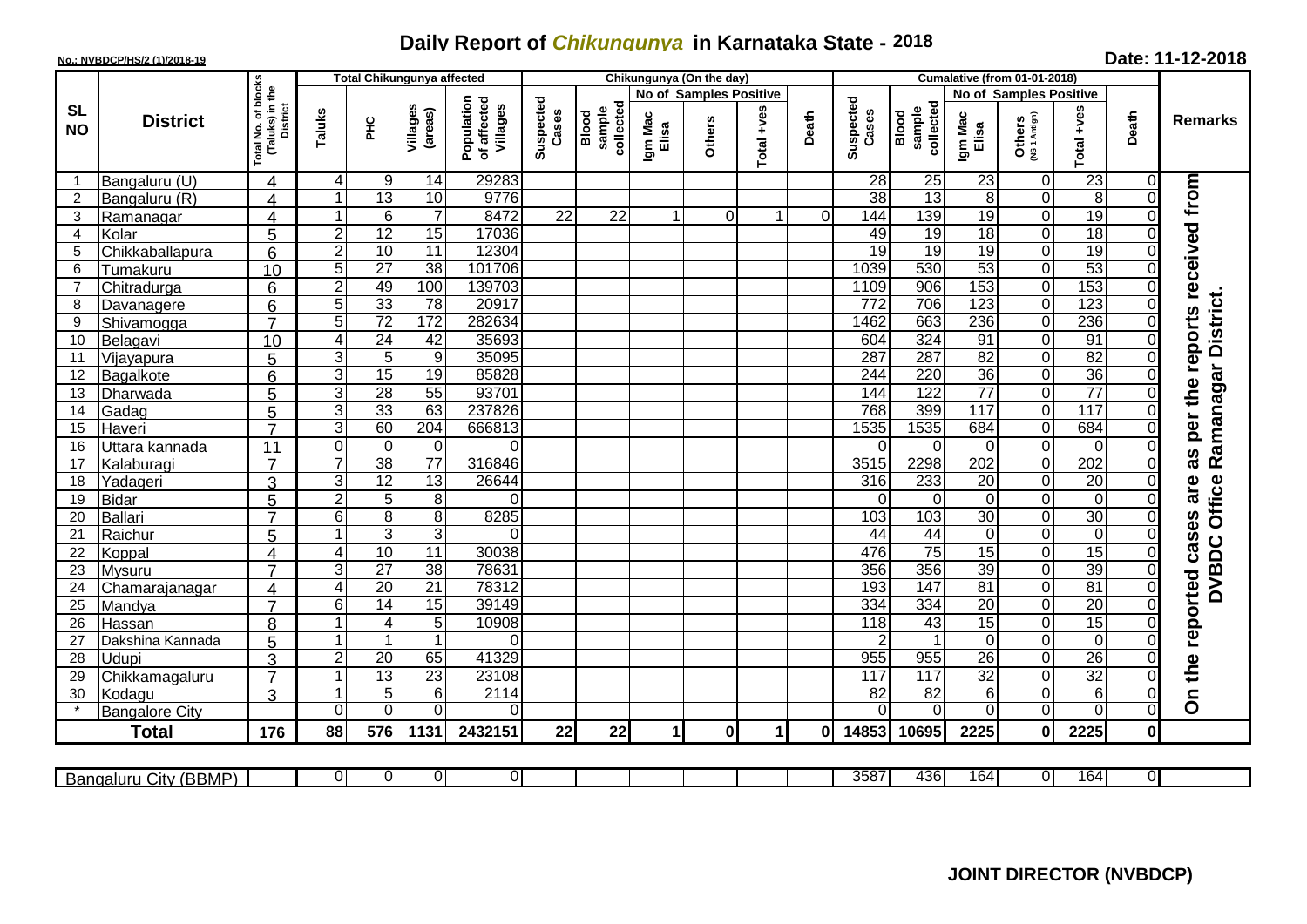# Daily Report of *Chikungunya* in Karnataka State - 2018

**No.: NVBDCP/HS/2 (1)/2018-19**

**Date: 11-12-2018**

| SL NO | District | Total No. of blocks (Taluks) in the District | Total Chikungunya affected | | | | Chikungunya (On the day) | | | | | | | Cumalative (from 01-01-2018) | | | | | | | Remarks |
|---|---|---|---|---|---|---|---|---|---|---|---|---|---|---|---|---|---|---|---|---|---|
| | | | Taluks | PHC | Villages (areas) | Population of affected Villages | Suspected Cases | Blood sample collected | No of Samples Positive | | | Death | Suspected Cases | Blood sample collected | No of Samples Positive | | | Death | |
| | | | | | | | | | Igm Mac Elisa | Others | Total +ves | | | | Igm Mac Elisa | Others (NS 1 Antign) | Total +ves | | |
| 1 | Bangaluru (U) | 4 | 4 | 9 | 14 | 29283 | | | | | | | 28 | 25 | 23 | 0 | 23 | 0 | On the reported cases are as per the reports received from DVBDC Office Ramanagar District. |
| 2 | Bangaluru (R) | 4 | 1 | 13 | 10 | 9776 | | | | | | | 38 | 13 | 8 | 0 | 8 | 0 | |
| 3 | Ramanagar | 4 | 1 | 6 | 7 | 8472 | 22 | 22 | 1 | 0 | 1 | 0 | 144 | 139 | 19 | 0 | 19 | 0 | |
| 4 | Kolar | 5 | 2 | 12 | 15 | 17036 | | | | | | | 49 | 19 | 18 | 0 | 18 | 0 | |
| 5 | Chikkaballapura | 6 | 2 | 10 | 11 | 12304 | | | | | | | 19 | 19 | 19 | 0 | 19 | 0 | |
| 6 | Tumakuru | 10 | 5 | 27 | 38 | 101706 | | | | | | | 1039 | 530 | 53 | 0 | 53 | 0 | |
| 7 | Chitradurga | 6 | 2 | 49 | 100 | 139703 | | | | | | | 1109 | 906 | 153 | 0 | 153 | 0 | |
| 8 | Davanagere | 6 | 5 | 33 | 78 | 20917 | | | | | | | 772 | 706 | 123 | 0 | 123 | 0 | |
| 9 | Shivamogga | 7 | 5 | 72 | 172 | 282634 | | | | | | | 1462 | 663 | 236 | 0 | 236 | 0 | |
| 10 | Belagavi | 10 | 4 | 24 | 42 | 35693 | | | | | | | 604 | 324 | 91 | 0 | 91 | 0 | |
| 11 | Vijayapura | 5 | 3 | 5 | 9 | 35095 | | | | | | | 287 | 287 | 82 | 0 | 82 | 0 | |
| 12 | Bagalkote | 6 | 3 | 15 | 19 | 85828 | | | | | | | 244 | 220 | 36 | 0 | 36 | 0 | |
| 13 | Dharwada | 5 | 3 | 28 | 55 | 93701 | | | | | | | 144 | 122 | 77 | 0 | 77 | 0 | |
| 14 | Gadag | 5 | 3 | 33 | 63 | 237826 | | | | | | | 768 | 399 | 117 | 0 | 117 | 0 | |
| 15 | Haveri | 7 | 3 | 60 | 204 | 666813 | | | | | | | 1535 | 1535 | 684 | 0 | 684 | 0 | |
| 16 | Uttara kannada | 11 | 0 | 0 | 0 | 0 | | | | | | | 0 | 0 | 0 | 0 | 0 | 0 | |
| 17 | Kalaburagi | 7 | 7 | 38 | 77 | 316846 | | | | | | | 3515 | 2298 | 202 | 0 | 202 | 0 | |
| 18 | Yadageri | 3 | 3 | 12 | 13 | 26644 | | | | | | | 316 | 233 | 20 | 0 | 20 | 0 | |
| 19 | Bidar | 5 | 2 | 5 | 8 | 0 | | | | | | | 0 | 0 | 0 | 0 | 0 | 0 | |
| 20 | Ballari | 7 | 6 | 8 | 8 | 8285 | | | | | | | 103 | 103 | 30 | 0 | 30 | 0 | |
| 21 | Raichur | 5 | 1 | 3 | 3 | 0 | | | | | | | 44 | 44 | 0 | 0 | 0 | 0 | |
| 22 | Koppal | 4 | 4 | 10 | 11 | 30038 | | | | | | | 476 | 75 | 15 | 0 | 15 | 0 | |
| 23 | Mysuru | 7 | 3 | 27 | 38 | 78631 | | | | | | | 356 | 356 | 39 | 0 | 39 | 0 | |
| 24 | Chamarajanagar | 4 | 4 | 20 | 21 | 78312 | | | | | | | 193 | 147 | 81 | 0 | 81 | 0 | |
| 25 | Mandya | 7 | 6 | 14 | 15 | 39149 | | | | | | | 334 | 334 | 20 | 0 | 20 | 0 | |
| 26 | Hassan | 8 | 1 | 4 | 5 | 10908 | | | | | | | 118 | 43 | 15 | 0 | 15 | 0 | |
| 27 | Dakshina Kannada | 5 | 1 | 1 | 1 | 0 | | | | | | | 2 | 1 | 0 | 0 | 0 | 0 | |
| 28 | Udupi | 3 | 2 | 20 | 65 | 41329 | | | | | | | 955 | 955 | 26 | 0 | 26 | 0 | |
| 29 | Chikkamagaluru | 7 | 1 | 13 | 23 | 23108 | | | | | | | 117 | 117 | 32 | 0 | 32 | 0 | |
| 30 | Kodagu | 3 | 1 | 5 | 6 | 2114 | | | | | | | 82 | 82 | 6 | 0 | 6 | 0 | |
| * | Bangalore City | | 0 | 0 | 0 | 0 | | | | | | | 0 | 0 | 0 | 0 | 0 | 0 | |
| | **Total** | **176** | **88** | **576** | **1131** | **2432151** | **22** | **22** | **1** | **0** | **1** | **0** | **14853** | **10695** | **2225** | **0** | **2225** | **0** | |

| | | | | | | | | | | | | | | | | | | |
|---|---|---|---|---|---|---|---|---|---|---|---|---|---|---|---|---|---|---|
| Bangaluru City (BBMP) | | 0 | 0 | 0 | 0 | | | | | | | 3587 | 436 | 164 | 0 | 164 | 0 | |

**JOINT DIRECTOR (NVBDCP)**